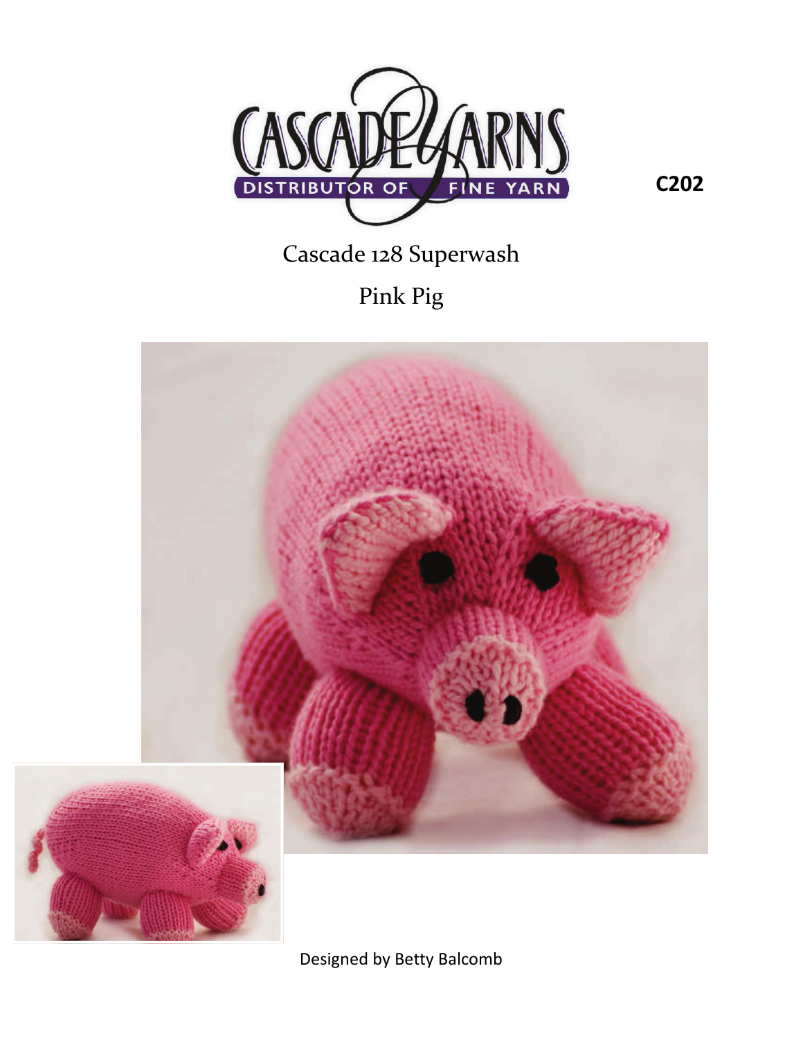C202

# Cascade 128 Superwash

## Pink Pig

Designed by Betty Balcomb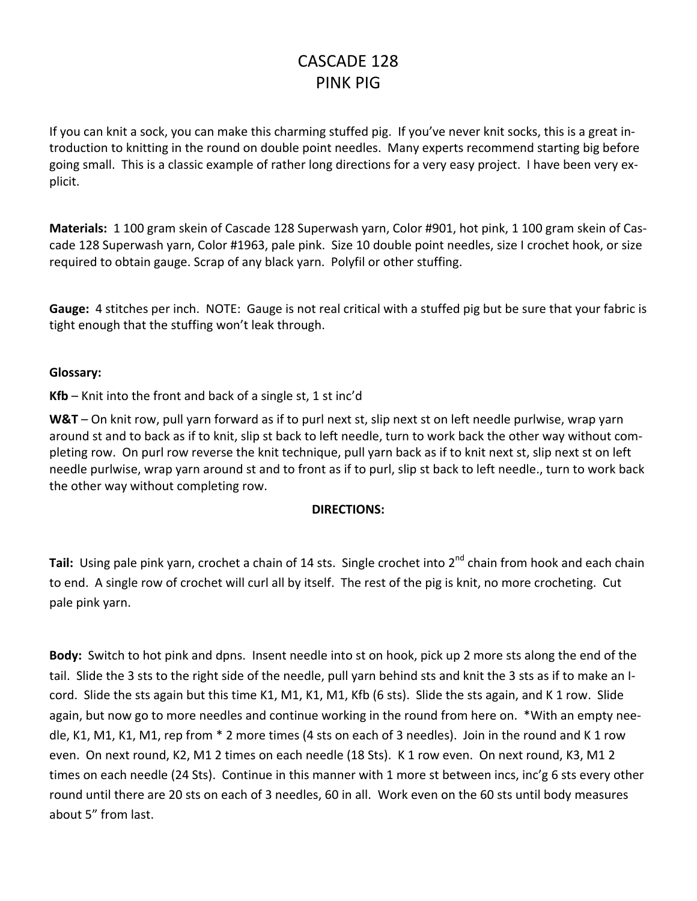# CASCADE 128
# PINK PIG

If you can knit a sock, you can make this charming stuffed pig. If you've never knit socks, this is a great introduction to knitting in the round on double point needles. Many experts recommend starting big before going small. This is a classic example of rather long directions for a very easy project. I have been very explicit.

**Materials:** 1 100 gram skein of Cascade 128 Superwash yarn, Color #901, hot pink, 1 100 gram skein of Cascade 128 Superwash yarn, Color #1963, pale pink. Size 10 double point needles, size I crochet hook, or size required to obtain gauge. Scrap of any black yarn. Polyfil or other stuffing.

**Gauge:** 4 stitches per inch. NOTE: Gauge is not real critical with a stuffed pig but be sure that your fabric is tight enough that the stuffing won't leak through.

**Glossary:**

**Kfb** – Knit into the front and back of a single st, 1 st inc'd

**W&T** – On knit row, pull yarn forward as if to purl next st, slip next st on left needle purlwise, wrap yarn around st and to back as if to knit, slip st back to left needle, turn to work back the other way without completing row. On purl row reverse the knit technique, pull yarn back as if to knit next st, slip next st on left needle purlwise, wrap yarn around st and to front as if to purl, slip st back to left needle., turn to work back the other way without completing row.

**DIRECTIONS:**

**Tail:** Using pale pink yarn, crochet a chain of 14 sts. Single crochet into 2nd chain from hook and each chain to end. A single row of crochet will curl all by itself. The rest of the pig is knit, no more crocheting. Cut pale pink yarn.

**Body:** Switch to hot pink and dpns. Insent needle into st on hook, pick up 2 more sts along the end of the tail. Slide the 3 sts to the right side of the needle, pull yarn behind sts and knit the 3 sts as if to make an I-cord. Slide the sts again but this time K1, M1, K1, M1, Kfb (6 sts). Slide the sts again, and K 1 row. Slide again, but now go to more needles and continue working in the round from here on. *With an empty needle, K1, M1, K1, M1, rep from * 2 more times (4 sts on each of 3 needles). Join in the round and K 1 row even. On next round, K2, M1 2 times on each needle (18 Sts). K 1 row even. On next round, K3, M1 2 times on each needle (24 Sts). Continue in this manner with 1 more st between incs, inc'g 6 sts every other round until there are 20 sts on each of 3 needles, 60 in all. Work even on the 60 sts until body measures about 5" from last.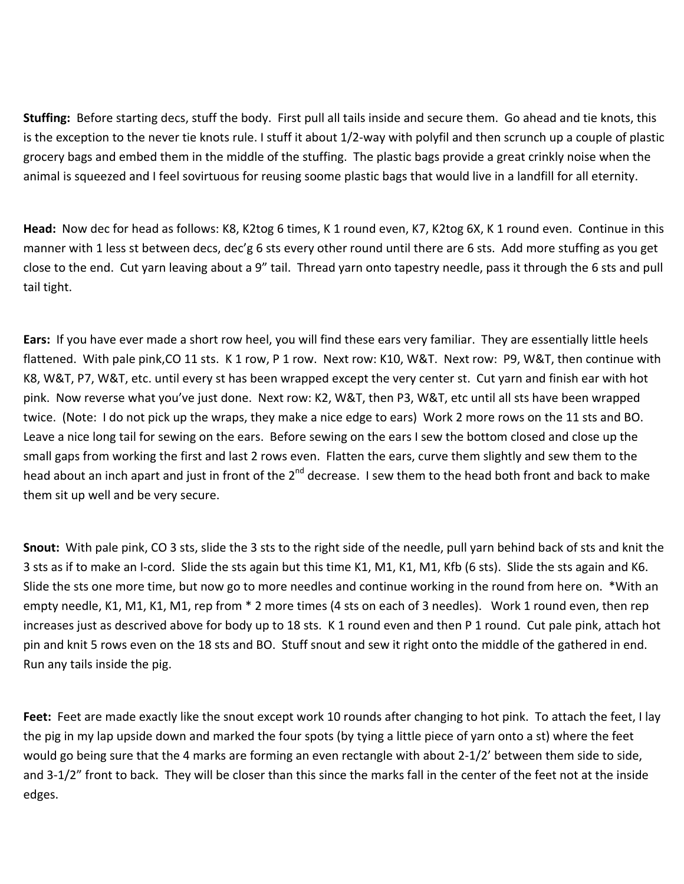**Stuffing:** Before starting decs, stuff the body. First pull all tails inside and secure them. Go ahead and tie knots, this is the exception to the never tie knots rule. I stuff it about 1/2-way with polyfil and then scrunch up a couple of plastic grocery bags and embed them in the middle of the stuffing. The plastic bags provide a great crinkly noise when the animal is squeezed and I feel sovirtuous for reusing soome plastic bags that would live in a landfill for all eternity.

**Head:** Now dec for head as follows: K8, K2tog 6 times, K 1 round even, K7, K2tog 6X, K 1 round even. Continue in this manner with 1 less st between decs, dec'g 6 sts every other round until there are 6 sts. Add more stuffing as you get close to the end. Cut yarn leaving about a 9" tail. Thread yarn onto tapestry needle, pass it through the 6 sts and pull tail tight.

**Ears:** If you have ever made a short row heel, you will find these ears very familiar. They are essentially little heels flattened. With pale pink,CO 11 sts. K 1 row, P 1 row. Next row: K10, W&T. Next row: P9, W&T, then continue with K8, W&T, P7, W&T, etc. until every st has been wrapped except the very center st. Cut yarn and finish ear with hot pink. Now reverse what you've just done. Next row: K2, W&T, then P3, W&T, etc until all sts have been wrapped twice. (Note: I do not pick up the wraps, they make a nice edge to ears) Work 2 more rows on the 11 sts and BO. Leave a nice long tail for sewing on the ears. Before sewing on the ears I sew the bottom closed and close up the small gaps from working the first and last 2 rows even. Flatten the ears, curve them slightly and sew them to the head about an inch apart and just in front of the 2nd decrease. I sew them to the head both front and back to make them sit up well and be very secure.

**Snout:** With pale pink, CO 3 sts, slide the 3 sts to the right side of the needle, pull yarn behind back of sts and knit the 3 sts as if to make an I-cord. Slide the sts again but this time K1, M1, K1, M1, Kfb (6 sts). Slide the sts again and K6. Slide the sts one more time, but now go to more needles and continue working in the round from here on. *With an empty needle, K1, M1, K1, M1, rep from * 2 more times (4 sts on each of 3 needles). Work 1 round even, then rep increases just as descrived above for body up to 18 sts. K 1 round even and then P 1 round. Cut pale pink, attach hot pin and knit 5 rows even on the 18 sts and BO. Stuff snout and sew it right onto the middle of the gathered in end. Run any tails inside the pig.

**Feet:** Feet are made exactly like the snout except work 10 rounds after changing to hot pink. To attach the feet, I lay the pig in my lap upside down and marked the four spots (by tying a little piece of yarn onto a st) where the feet would go being sure that the 4 marks are forming an even rectangle with about 2-1/2' between them side to side, and 3-1/2" front to back. They will be closer than this since the marks fall in the center of the feet not at the inside edges.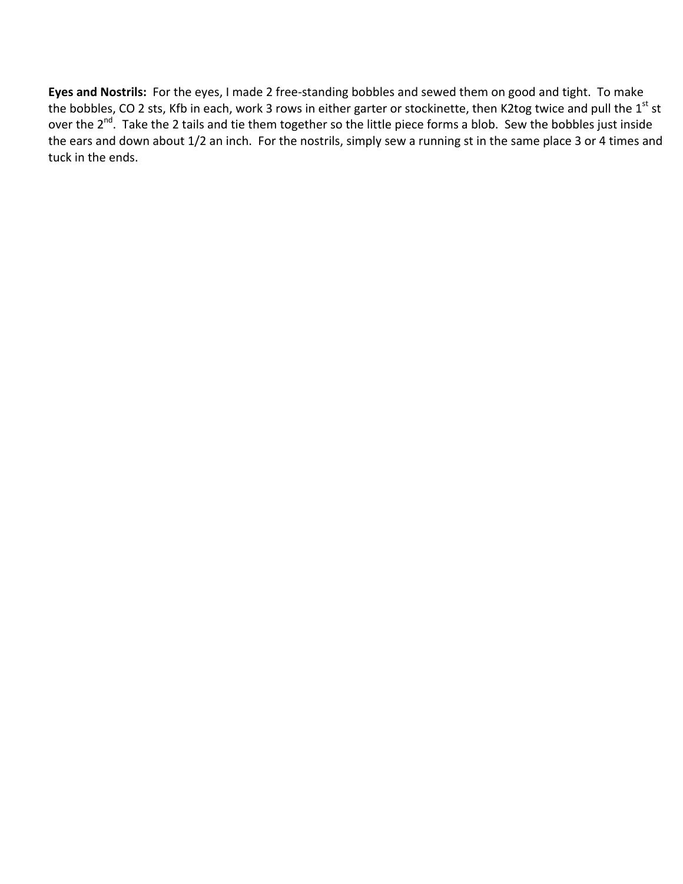**Eyes and Nostrils:** For the eyes, I made 2 free-standing bobbles and sewed them on good and tight. To make the bobbles, CO 2 sts, Kfb in each, work 3 rows in either garter or stockinette, then K2tog twice and pull the 1st st over the 2nd. Take the 2 tails and tie them together so the little piece forms a blob. Sew the bobbles just inside the ears and down about 1/2 an inch. For the nostrils, simply sew a running st in the same place 3 or 4 times and tuck in the ends.